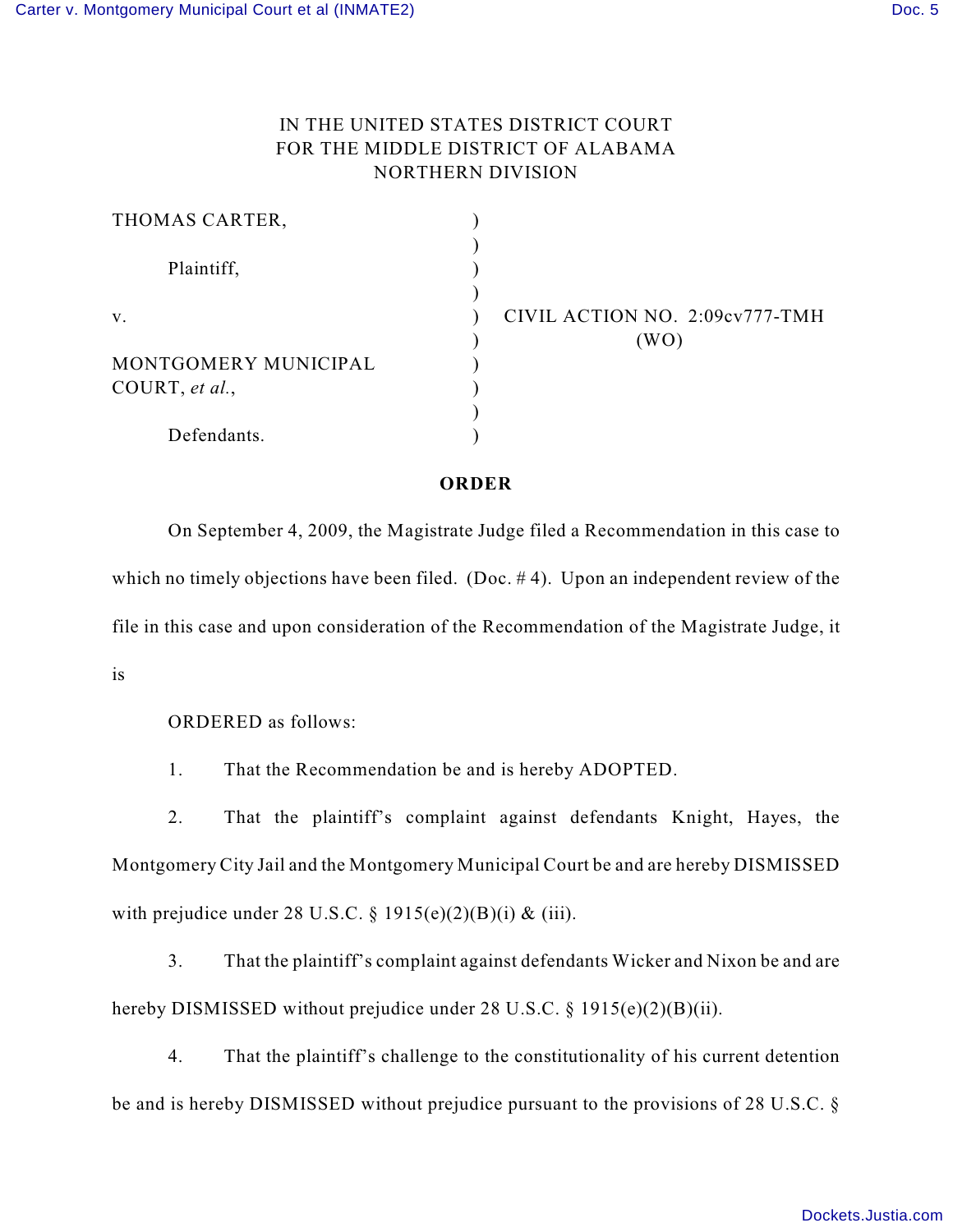IN THE UNITED STATES DISTRICT COURT
FOR THE MIDDLE DISTRICT OF ALABAMA
NORTHERN DIVISION

THOMAS CARTER,

Plaintiff,

v.

MONTGOMERY MUNICIPAL COURT, *et al.*,

Defendants.

CIVIL ACTION NO. 2:09cv777-TMH
(WO)

## ORDER

On September 4, 2009, the Magistrate Judge filed a Recommendation in this case to which no timely objections have been filed. (Doc. # 4). Upon an independent review of the file in this case and upon consideration of the Recommendation of the Magistrate Judge, it is

ORDERED as follows:

1. That the Recommendation be and is hereby ADOPTED.

2. That the plaintiff's complaint against defendants Knight, Hayes, the Montgomery City Jail and the Montgomery Municipal Court be and are hereby DISMISSED with prejudice under 28 U.S.C. § 1915(e)(2)(B)(i) & (iii).

3. That the plaintiff's complaint against defendants Wicker and Nixon be and are hereby DISMISSED without prejudice under 28 U.S.C. § 1915(e)(2)(B)(ii).

4. That the plaintiff's challenge to the constitutionality of his current detention be and is hereby DISMISSED without prejudice pursuant to the provisions of 28 U.S.C. §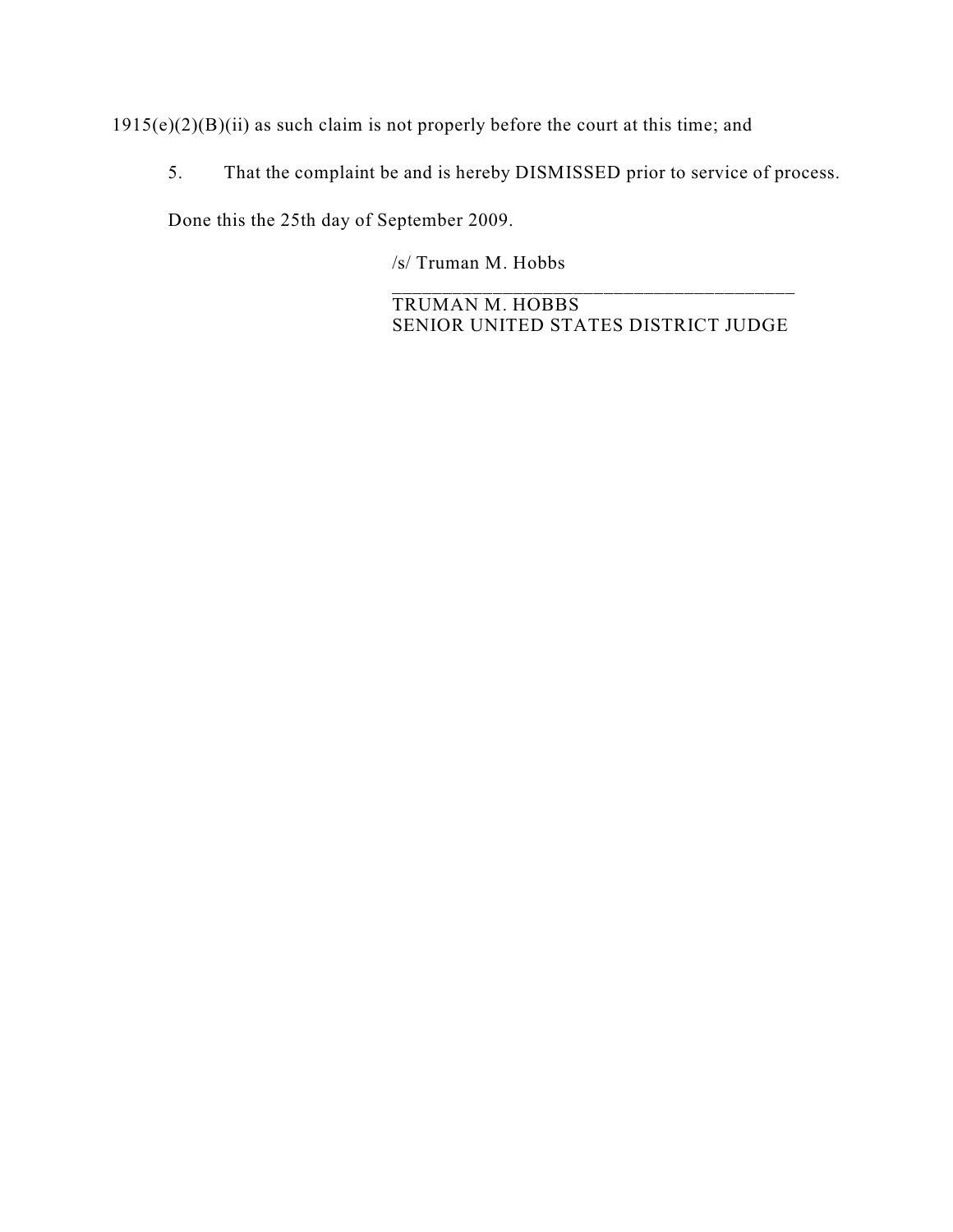1915(e)(2)(B)(ii) as such claim is not properly before the court at this time; and

5. That the complaint be and is hereby DISMISSED prior to service of process.

Done this the 25th day of September 2009.

/s/ Truman M. Hobbs

TRUMAN M. HOBBS
SENIOR UNITED STATES DISTRICT JUDGE